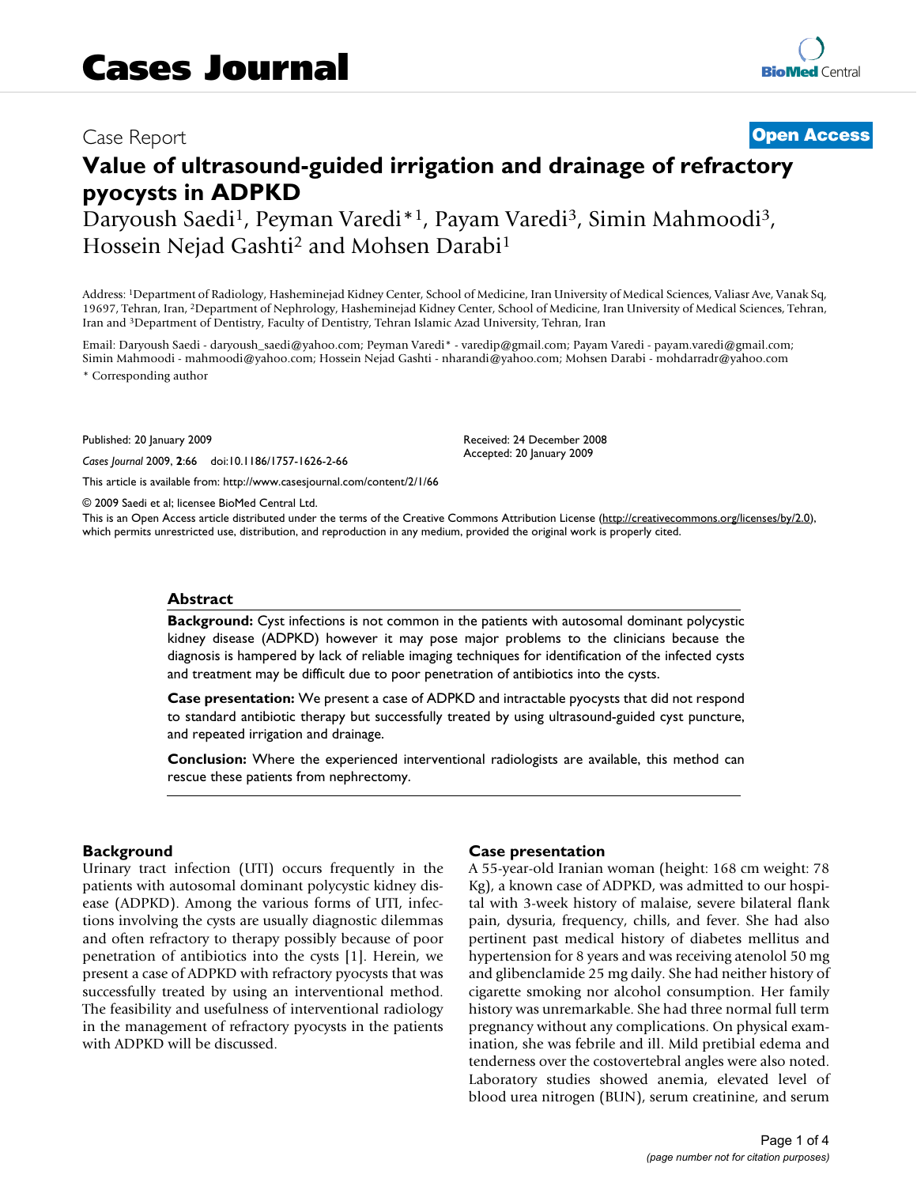# Cases Journal

Case Report

**Open Access**

# Value of ultrasound-guided irrigation and drainage of refractory pyocysts in ADPKD

Daryoush Saedi[1], Peyman Varedi*[1], Payam Varedi[3], Simin Mahmoodi[3], Hossein Nejad Gashti[2] and Mohsen Darabi[1]

Address: [1]Department of Radiology, Hasheminejad Kidney Center, School of Medicine, Iran University of Medical Sciences, Valiasr Ave, Vanak Sq, 19697, Tehran, Iran, [2]Department of Nephrology, Hasheminejad Kidney Center, School of Medicine, Iran University of Medical Sciences, Tehran, Iran and [3]Department of Dentistry, Faculty of Dentistry, Tehran Islamic Azad University, Tehran, Iran

Email: Daryoush Saedi - daryoush_saedi@yahoo.com; Peyman Varedi* - varedip@gmail.com; Payam Varedi - payam.varedi@gmail.com; Simin Mahmoodi - mahmoodi@yahoo.com; Hossein Nejad Gashti - nharandi@yahoo.com; Mohsen Darabi - mohdarradr@yahoo.com

* Corresponding author

Published: 20 January 2009

*Cases Journal* 2009, **2**:66 doi:10.1186/1757-1626-2-66

Received: 24 December 2008

Accepted: 20 January 2009

This article is available from: http://www.casesjournal.com/content/2/1/66

© 2009 Saedi et al; licensee BioMed Central Ltd.

This is an Open Access article distributed under the terms of the Creative Commons Attribution License (http://creativecommons.org/licenses/by/2.0), which permits unrestricted use, distribution, and reproduction in any medium, provided the original work is properly cited.

## Abstract

**Background:** Cyst infections is not common in the patients with autosomal dominant polycystic kidney disease (ADPKD) however it may pose major problems to the clinicians because the diagnosis is hampered by lack of reliable imaging techniques for identification of the infected cysts and treatment may be difficult due to poor penetration of antibiotics into the cysts.

**Case presentation:** We present a case of ADPKD and intractable pyocysts that did not respond to standard antibiotic therapy but successfully treated by using ultrasound-guided cyst puncture, and repeated irrigation and drainage.

**Conclusion:** Where the experienced interventional radiologists are available, this method can rescue these patients from nephrectomy.

## Background

Urinary tract infection (UTI) occurs frequently in the patients with autosomal dominant polycystic kidney disease (ADPKD). Among the various forms of UTI, infections involving the cysts are usually diagnostic dilemmas and often refractory to therapy possibly because of poor penetration of antibiotics into the cysts [1]. Herein, we present a case of ADPKD with refractory pyocysts that was successfully treated by using an interventional method. The feasibility and usefulness of interventional radiology in the management of refractory pyocysts in the patients with ADPKD will be discussed.

## Case presentation

A 55-year-old Iranian woman (height: 168 cm weight: 78 Kg), a known case of ADPKD, was admitted to our hospital with 3-week history of malaise, severe bilateral flank pain, dysuria, frequency, chills, and fever. She had also pertinent past medical history of diabetes mellitus and hypertension for 8 years and was receiving atenolol 50 mg and glibenclamide 25 mg daily. She had neither history of cigarette smoking nor alcohol consumption. Her family history was unremarkable. She had three normal full term pregnancy without any complications. On physical examination, she was febrile and ill. Mild pretibial edema and tenderness over the costovertebral angles were also noted. Laboratory studies showed anemia, elevated level of blood urea nitrogen (BUN), serum creatinine, and serum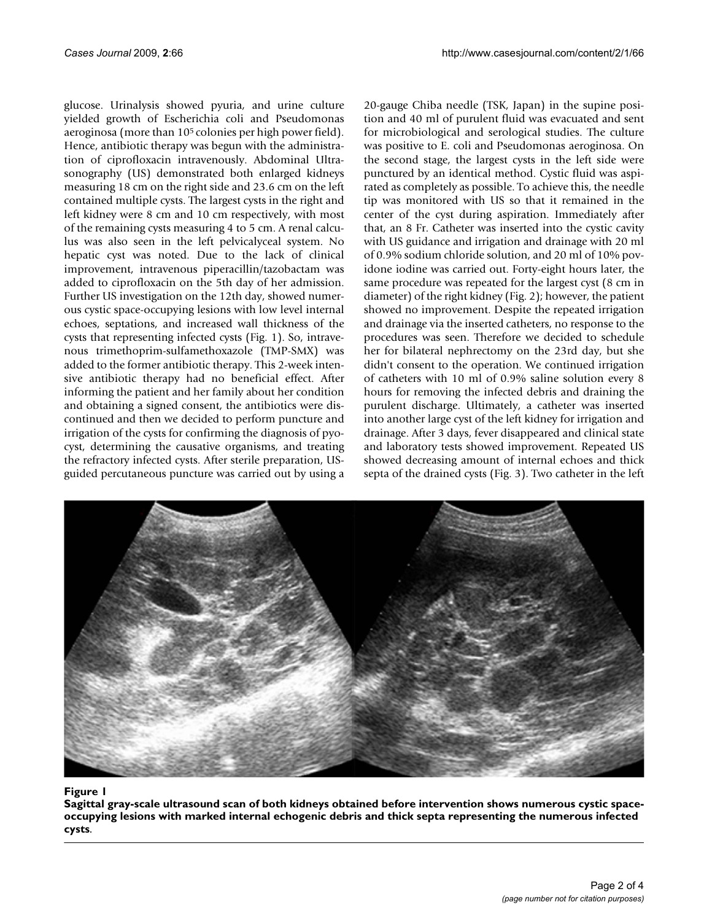glucose. Urinalysis showed pyuria, and urine culture yielded growth of Escherichia coli and Pseudomonas aeroginosa (more than $10^5$ colonies per high power field). Hence, antibiotic therapy was begun with the administration of ciprofloxacin intravenously. Abdominal Ultrasonography (US) demonstrated both enlarged kidneys measuring 18 cm on the right side and 23.6 cm on the left contained multiple cysts. The largest cysts in the right and left kidney were 8 cm and 10 cm respectively, with most of the remaining cysts measuring 4 to 5 cm. A renal calculus was also seen in the left pelvicalyceal system. No hepatic cyst was noted. Due to the lack of clinical improvement, intravenous piperacillin/tazobactam was added to ciprofloxacin on the 5th day of her admission. Further US investigation on the 12th day, showed numerous cystic space-occupying lesions with low level internal echoes, septations, and increased wall thickness of the cysts that representing infected cysts (Fig. 1). So, intravenous trimethoprim-sulfamethoxazole (TMP-SMX) was added to the former antibiotic therapy. This 2-week intensive antibiotic therapy had no beneficial effect. After informing the patient and her family about her condition and obtaining a signed consent, the antibiotics were discontinued and then we decided to perform puncture and irrigation of the cysts for confirming the diagnosis of pyocyst, determining the causative organisms, and treating the refractory infected cysts. After sterile preparation, US-guided percutaneous puncture was carried out by using a 20-gauge Chiba needle (TSK, Japan) in the supine position and 40 ml of purulent fluid was evacuated and sent for microbiological and serological studies. The culture was positive to E. coli and Pseudomonas aeroginosa. On the second stage, the largest cysts in the left side were punctured by an identical method. Cystic fluid was aspirated as completely as possible. To achieve this, the needle tip was monitored with US so that it remained in the center of the cyst during aspiration. Immediately after that, an 8 Fr. Catheter was inserted into the cystic cavity with US guidance and irrigation and drainage with 20 ml of 0.9% sodium chloride solution, and 20 ml of 10% povidone iodine was carried out. Forty-eight hours later, the same procedure was repeated for the largest cyst (8 cm in diameter) of the right kidney (Fig. 2); however, the patient showed no improvement. Despite the repeated irrigation and drainage via the inserted catheters, no response to the procedures was seen. Therefore we decided to schedule her for bilateral nephrectomy on the 23rd day, but she didn't consent to the operation. We continued irrigation of catheters with 10 ml of 0.9% saline solution every 8 hours for removing the infected debris and draining the purulent discharge. Ultimately, a catheter was inserted into another large cyst of the left kidney for irrigation and drainage. After 3 days, fever disappeared and clinical state and laboratory tests showed improvement. Repeated US showed decreasing amount of internal echoes and thick septa of the drained cysts (Fig. 3). Two catheter in the left

**Figure 1**

**Sagittal gray-scale ultrasound scan of both kidneys obtained before intervention shows numerous cystic space-occupying lesions with marked internal echogenic debris and thick septa representing the numerous infected cysts.**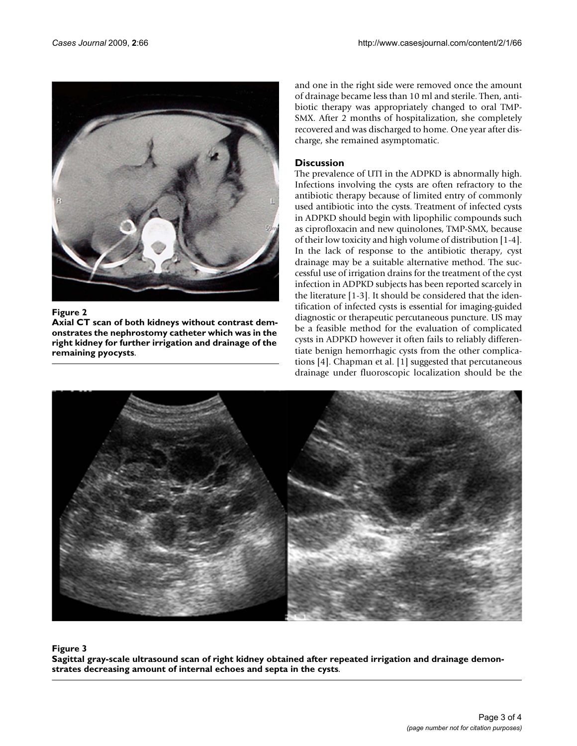**Figure 2**

**Axial CT scan of both kidneys without contrast demonstrates the nephrostomy catheter which was in the right kidney for further irrigation and drainage of the remaining pyocysts.**

and one in the right side were removed once the amount of drainage became less than 10 ml and sterile. Then, antibiotic therapy was appropriately changed to oral TMP-SMX. After 2 months of hospitalization, she completely recovered and was discharged to home. One year after discharge, she remained asymptomatic.

## Discussion

The prevalence of UTI in the ADPKD is abnormally high. Infections involving the cysts are often refractory to the antibiotic therapy because of limited entry of commonly used antibiotic into the cysts. Treatment of infected cysts in ADPKD should begin with lipophilic compounds such as ciprofloxacin and new quinolones, TMP-SMX, because of their low toxicity and high volume of distribution [1-4]. In the lack of response to the antibiotic therapy, cyst drainage may be a suitable alternative method. The successful use of irrigation drains for the treatment of the cyst infection in ADPKD subjects has been reported scarcely in the literature [1-3]. It should be considered that the identification of infected cysts is essential for imaging-guided diagnostic or therapeutic percutaneous puncture. US may be a feasible method for the evaluation of complicated cysts in ADPKD however it often fails to reliably differentiate benign hemorrhagic cysts from the other complications [4]. Chapman et al. [1] suggested that percutaneous drainage under fluoroscopic localization should be the

**Figure 3**

**Sagittal gray-scale ultrasound scan of right kidney obtained after repeated irrigation and drainage demonstrates decreasing amount of internal echoes and septa in the cysts.**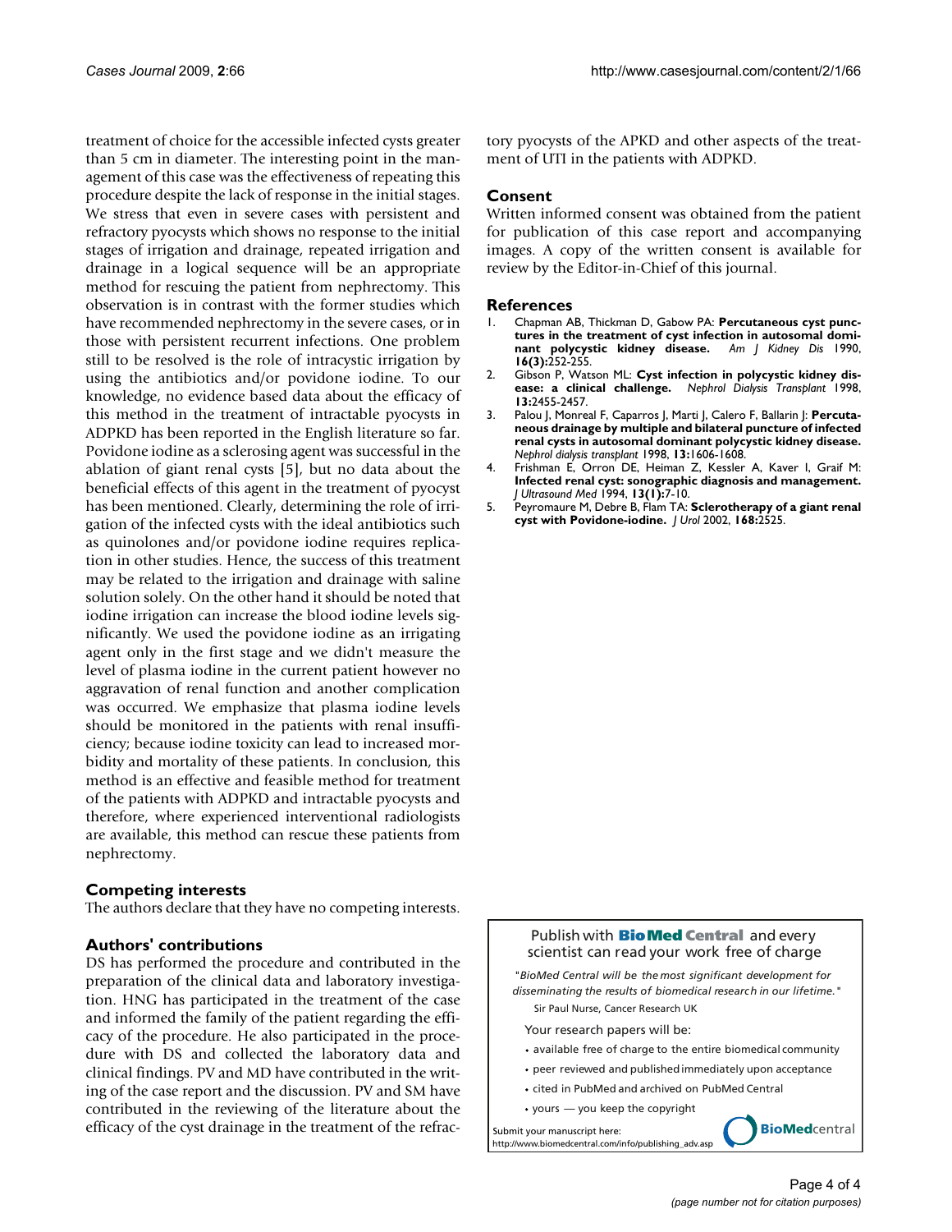treatment of choice for the accessible infected cysts greater than 5 cm in diameter. The interesting point in the management of this case was the effectiveness of repeating this procedure despite the lack of response in the initial stages. We stress that even in severe cases with persistent and refractory pyocysts which shows no response to the initial stages of irrigation and drainage, repeated irrigation and drainage in a logical sequence will be an appropriate method for rescuing the patient from nephrectomy. This observation is in contrast with the former studies which have recommended nephrectomy in the severe cases, or in those with persistent recurrent infections. One problem still to be resolved is the role of intracystic irrigation by using the antibiotics and/or povidone iodine. To our knowledge, no evidence based data about the efficacy of this method in the treatment of intractable pyocysts in ADPKD has been reported in the English literature so far. Povidone iodine as a sclerosing agent was successful in the ablation of giant renal cysts [5], but no data about the beneficial effects of this agent in the treatment of pyocyst has been mentioned. Clearly, determining the role of irrigation of the infected cysts with the ideal antibiotics such as quinolones and/or povidone iodine requires replication in other studies. Hence, the success of this treatment may be related to the irrigation and drainage with saline solution solely. On the other hand it should be noted that iodine irrigation can increase the blood iodine levels significantly. We used the povidone iodine as an irrigating agent only in the first stage and we didn't measure the level of plasma iodine in the current patient however no aggravation of renal function and another complication was occurred. We emphasize that plasma iodine levels should be monitored in the patients with renal insufficiency; because iodine toxicity can lead to increased morbidity and mortality of these patients. In conclusion, this method is an effective and feasible method for treatment of the patients with ADPKD and intractable pyocysts and therefore, where experienced interventional radiologists are available, this method can rescue these patients from nephrectomy.

## Competing interests

The authors declare that they have no competing interests.

## Authors' contributions

DS has performed the procedure and contributed in the preparation of the clinical data and laboratory investigation. HNG has participated in the treatment of the case and informed the family of the patient regarding the efficacy of the procedure. He also participated in the procedure with DS and collected the laboratory data and clinical findings. PV and MD have contributed in the writing of the case report and the discussion. PV and SM have contributed in the reviewing of the literature about the efficacy of the cyst drainage in the treatment of the refractory pyocysts of the APKD and other aspects of the treatment of UTI in the patients with ADPKD.

## Consent

Written informed consent was obtained from the patient for publication of this case report and accompanying images. A copy of the written consent is available for review by the Editor-in-Chief of this journal.

## References

1. Chapman AB, Thickman D, Gabow PA: **Percutaneous cyst punctures in the treatment of cyst infection in autosomal dominant polycystic kidney disease.** *Am J Kidney Dis* 1990, **16(3):**252-255.
2. Gibson P, Watson ML: **Cyst infection in polycystic kidney disease: a clinical challenge.** *Nephrol Dialysis Transplant* 1998, **13:**2455-2457.
3. Palou J, Monreal F, Caparros J, Marti J, Calero F, Ballarin J: **Percutaneous drainage by multiple and bilateral puncture of infected renal cysts in autosomal dominant polycystic kidney disease.** *Nephrol dialysis transplant* 1998, **13:**1606-1608.
4. Frishman E, Orron DE, Heiman Z, Kessler A, Kaver I, Graif M: **Infected renal cyst: sonographic diagnosis and management.** *J Ultrasound Med* 1994, **13(1):**7-10.
5. Peyromaure M, Debre B, Flam TA: **Sclerotherapy of a giant renal cyst with Povidone-iodine.** *J Urol* 2002, **168:**2525.